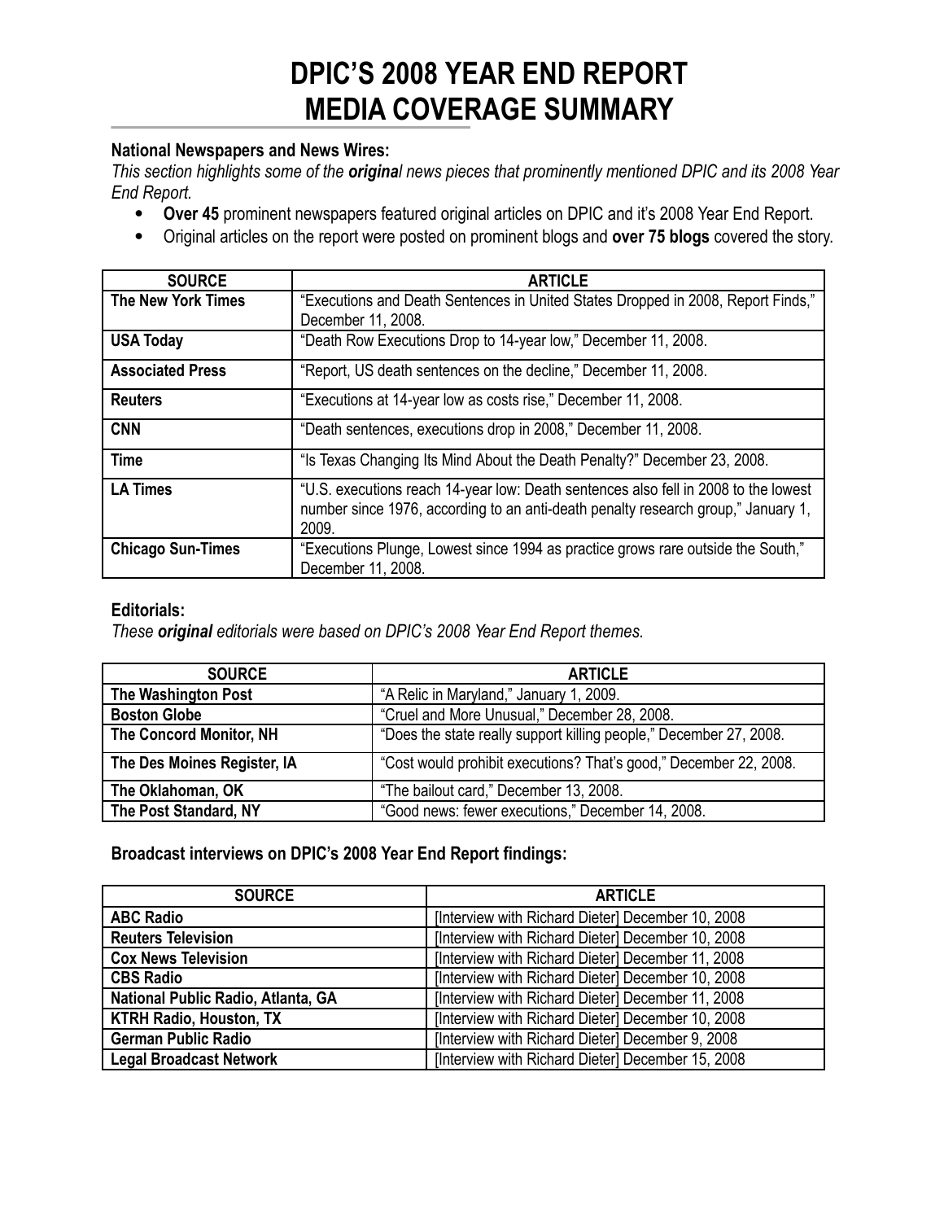# DPIC'S 2008 YEAR END REPORT MEDIA COVERAGE SUMMARY

**National Newspapers and News Wires:**

*This section highlights some of the **original** news pieces that prominently mentioned DPIC and its 2008 Year End Report.*

- **Over 45** prominent newspapers featured original articles on DPIC and it's 2008 Year End Report.
- Original articles on the report were posted on prominent blogs and **over 75 blogs** covered the story.

| SOURCE | ARTICLE |
|---|---|
| **The New York Times** | "Executions and Death Sentences in United States Dropped in 2008, Report Finds," December 11, 2008. |
| **USA Today** | "Death Row Executions Drop to 14-year low," December 11, 2008. |
| **Associated Press** | "Report, US death sentences on the decline," December 11, 2008. |
| **Reuters** | "Executions at 14-year low as costs rise," December 11, 2008. |
| **CNN** | "Death sentences, executions drop in 2008," December 11, 2008. |
| **Time** | "Is Texas Changing Its Mind About the Death Penalty?" December 23, 2008. |
| **LA Times** | "U.S. executions reach 14-year low: Death sentences also fell in 2008 to the lowest number since 1976, according to an anti-death penalty research group," January 1, 2009. |
| **Chicago Sun-Times** | "Executions Plunge, Lowest since 1994 as practice grows rare outside the South," December 11, 2008. |

**Editorials:**

*These **original** editorials were based on DPIC's 2008 Year End Report themes.*

| SOURCE | ARTICLE |
|---|---|
| **The Washington Post** | "A Relic in Maryland," January 1, 2009. |
| **Boston Globe** | "Cruel and More Unusual," December 28, 2008. |
| **The Concord Monitor, NH** | "Does the state really support killing people," December 27, 2008. |
| **The Des Moines Register, IA** | "Cost would prohibit executions? That's good," December 22, 2008. |
| **The Oklahoman, OK** | "The bailout card," December 13, 2008. |
| **The Post Standard, NY** | "Good news: fewer executions," December 14, 2008. |

**Broadcast interviews on DPIC's 2008 Year End Report findings:**

| SOURCE | ARTICLE |
|---|---|
| **ABC Radio** | [Interview with Richard Dieter] December 10, 2008 |
| **Reuters Television** | [Interview with Richard Dieter] December 10, 2008 |
| **Cox News Television** | [Interview with Richard Dieter] December 11, 2008 |
| **CBS Radio** | [Interview with Richard Dieter] December 10, 2008 |
| **National Public Radio, Atlanta, GA** | [Interview with Richard Dieter] December 11, 2008 |
| **KTRH Radio, Houston, TX** | [Interview with Richard Dieter] December 10, 2008 |
| **German Public Radio** | [Interview with Richard Dieter] December 9, 2008 |
| **Legal Broadcast Network** | [Interview with Richard Dieter] December 15, 2008 |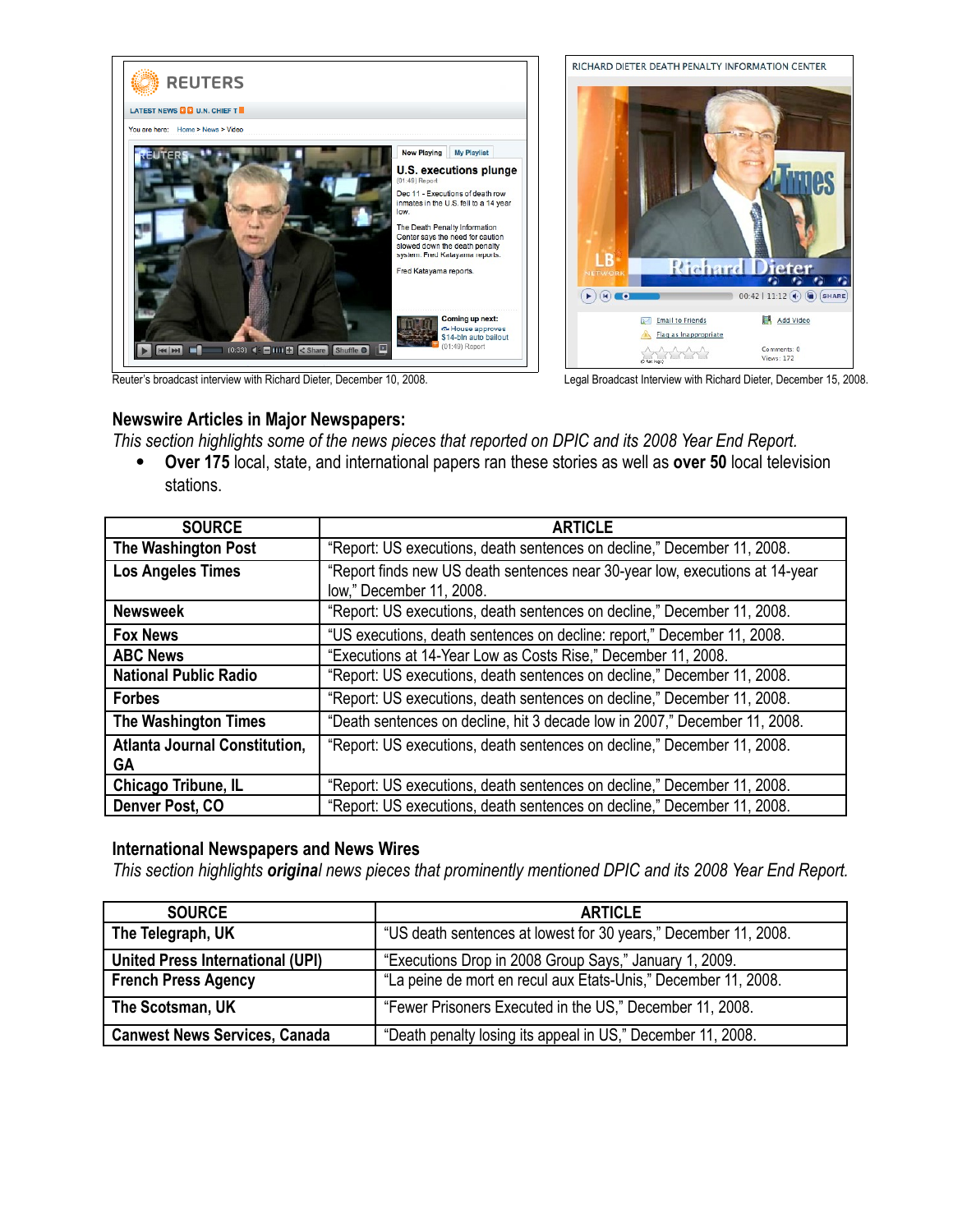Reuter's broadcast interview with Richard Dieter, December 10, 2008.

Legal Broadcast Interview with Richard Dieter, December 15, 2008.

### Newswire Articles in Major Newspapers:

*This section highlights some of the news pieces that reported on DPIC and its 2008 Year End Report.*

- **Over 175** local, state, and international papers ran these stories as well as **over 50** local television stations.

| SOURCE | ARTICLE |
|---|---|
| **The Washington Post** | "Report: US executions, death sentences on decline," December 11, 2008. |
| **Los Angeles Times** | "Report finds new US death sentences near 30-year low, executions at 14-year low," December 11, 2008. |
| **Newsweek** | "Report: US executions, death sentences on decline," December 11, 2008. |
| **Fox News** | "US executions, death sentences on decline: report," December 11, 2008. |
| **ABC News** | "Executions at 14-Year Low as Costs Rise," December 11, 2008. |
| **National Public Radio** | "Report: US executions, death sentences on decline," December 11, 2008. |
| **Forbes** | "Report: US executions, death sentences on decline," December 11, 2008. |
| **The Washington Times** | "Death sentences on decline, hit 3 decade low in 2007," December 11, 2008. |
| **Atlanta Journal Constitution, GA** | "Report: US executions, death sentences on decline," December 11, 2008. |
| **Chicago Tribune, IL** | "Report: US executions, death sentences on decline," December 11, 2008. |
| **Denver Post, CO** | "Report: US executions, death sentences on decline," December 11, 2008. |

### International Newspapers and News Wires

*This section highlights **original** news pieces that prominently mentioned DPIC and its 2008 Year End Report.*

| SOURCE | ARTICLE |
|---|---|
| **The Telegraph, UK** | "US death sentences at lowest for 30 years," December 11, 2008. |
| **United Press International (UPI)** | "Executions Drop in 2008 Group Says," January 1, 2009. |
| **French Press Agency** | "La peine de mort en recul aux Etats-Unis," December 11, 2008. |
| **The Scotsman, UK** | "Fewer Prisoners Executed in the US," December 11, 2008. |
| **Canwest News Services, Canada** | "Death penalty losing its appeal in US," December 11, 2008. |